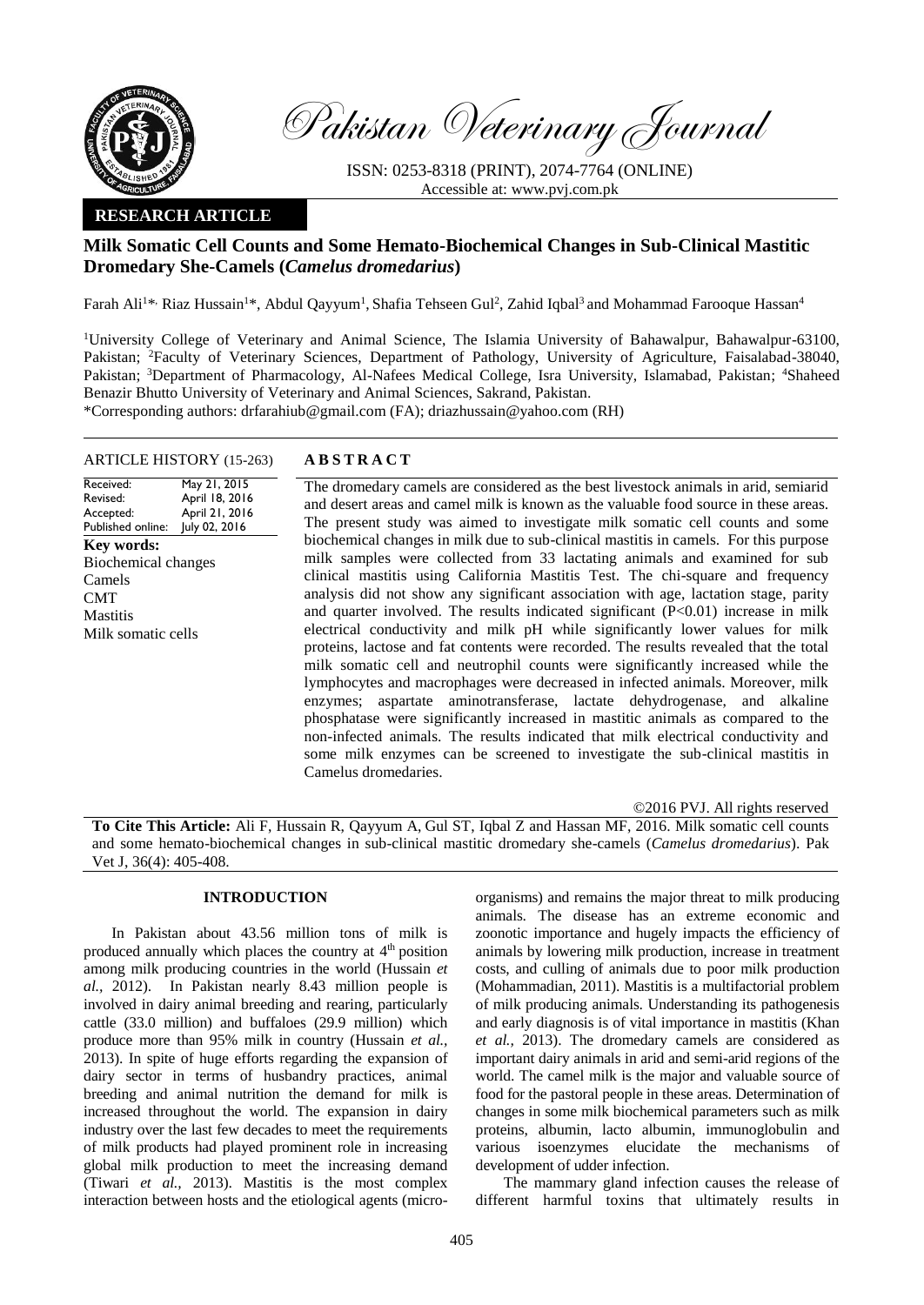Pakistan Veterinary Journal

ISSN: 0253-8318 (PRINT), 2074-7764 (ONLINE)
Accessible at: www.pvj.com.pk

**RESEARCH ARTICLE**

# Milk Somatic Cell Counts and Some Hemato-Biochemical Changes in Sub-Clinical Mastitic Dromedary She-Camels (*Camelus dromedarius*)

Farah Ali[1]*, Riaz Hussain[1]*, Abdul Qayyum[1], Shafia Tehseen Gul[2], Zahid Iqbal[3] and Mohammad Farooque Hassan[4]

[1]University College of Veterinary and Animal Science, The Islamia University of Bahawalpur, Bahawalpur-63100, Pakistan; [2]Faculty of Veterinary Sciences, Department of Pathology, University of Agriculture, Faisalabad-38040, Pakistan; [3]Department of Pharmacology, Al-Nafees Medical College, Isra University, Islamabad, Pakistan; [4]Shaheed Benazir Bhutto University of Veterinary and Animal Sciences, Sakrand, Pakistan.
*Corresponding authors: drfarahiub@gmail.com (FA); driazhussain@yahoo.com (RH)

**ARTICLE HISTORY** (15-263)

| | |
|---|---|
| Received: | May 21, 2015 |
| Revised: | April 18, 2016 |
| Accepted: | April 21, 2016 |
| Published online: | July 02, 2016 |

**Key words:**
Biochemical changes
Camels
CMT
Mastitis
Milk somatic cells

## ABSTRACT

The dromedary camels are considered as the best livestock animals in arid, semiarid and desert areas and camel milk is known as the valuable food source in these areas. The present study was aimed to investigate milk somatic cell counts and some biochemical changes in milk due to sub-clinical mastitis in camels. For this purpose milk samples were collected from 33 lactating animals and examined for sub clinical mastitis using California Mastitis Test. The chi-square and frequency analysis did not show any significant association with age, lactation stage, parity and quarter involved. The results indicated significant ($P<0.01$) increase in milk electrical conductivity and milk pH while significantly lower values for milk proteins, lactose and fat contents were recorded. The results revealed that the total milk somatic cell and neutrophil counts were significantly increased while the lymphocytes and macrophages were decreased in infected animals. Moreover, milk enzymes; aspartate aminotransferase, lactate dehydrogenase, and alkaline phosphatase were significantly increased in mastitic animals as compared to the non-infected animals. The results indicated that milk electrical conductivity and some milk enzymes can be screened to investigate the sub-clinical mastitis in Camelus dromedaries.

©2016 PVJ. All rights reserved

**To Cite This Article:** Ali F, Hussain R, Qayyum A, Gul ST, Iqbal Z and Hassan MF, 2016. Milk somatic cell counts and some hemato-biochemical changes in sub-clinical mastitic dromedary she-camels (*Camelus dromedarius*). Pak Vet J, 36(4): 405-408.

## INTRODUCTION

In Pakistan about 43.56 million tons of milk is produced annually which places the country at 4$^{th}$ position among milk producing countries in the world (Hussain *et al.*, 2012). In Pakistan nearly 8.43 million people is involved in dairy animal breeding and rearing, particularly cattle (33.0 million) and buffaloes (29.9 million) which produce more than 95% milk in country (Hussain *et al.*, 2013). In spite of huge efforts regarding the expansion of dairy sector in terms of husbandry practices, animal breeding and animal nutrition the demand for milk is increased throughout the world. The expansion in dairy industry over the last few decades to meet the requirements of milk products had played prominent role in increasing global milk production to meet the increasing demand (Tiwari *et al.*, 2013). Mastitis is the most complex interaction between hosts and the etiological agents (micro-organisms) and remains the major threat to milk producing animals. The disease has an extreme economic and zoonotic importance and hugely impacts the efficiency of animals by lowering milk production, increase in treatment costs, and culling of animals due to poor milk production (Mohammadian, 2011). Mastitis is a multifactorial problem of milk producing animals. Understanding its pathogenesis and early diagnosis is of vital importance in mastitis (Khan *et al.*, 2013). The dromedary camels are considered as important dairy animals in arid and semi-arid regions of the world. The camel milk is the major and valuable source of food for the pastoral people in these areas. Determination of changes in some milk biochemical parameters such as milk proteins, albumin, lacto albumin, immunoglobulin and various isoenzymes elucidate the mechanisms of development of udder infection.

The mammary gland infection causes the release of different harmful toxins that ultimately results in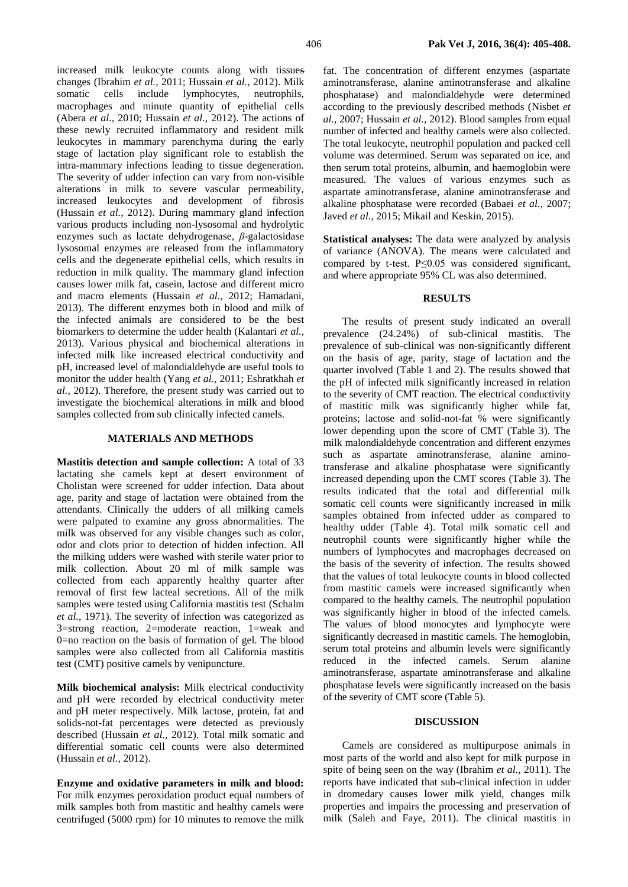increased milk leukocyte counts along with tissues changes (Ibrahim *et al.,* 2011; Hussain *et al.,* 2012). Milk somatic cells include lymphocytes, neutrophils, macrophages and minute quantity of epithelial cells (Abera *et al.,* 2010; Hussain *et al.,* 2012). The actions of these newly recruited inflammatory and resident milk leukocytes in mammary parenchyma during the early stage of lactation play significant role to establish the intra-mammary infections leading to tissue degeneration. The severity of udder infection can vary from non-visible alterations in milk to severe vascular permeability, increased leukocytes and development of fibrosis (Hussain *et al.,* 2012). During mammary gland infection various products including non-lysosomal and hydrolytic enzymes such as lactate dehydrogenase, *β*-galactosidase lysosomal enzymes are released from the inflammatory cells and the degenerate epithelial cells, which results in reduction in milk quality. The mammary gland infection causes lower milk fat, casein, lactose and different micro and macro elements (Hussain *et al.,* 2012; Hamadani, 2013). The different enzymes both in blood and milk of the infected animals are considered to be the best biomarkers to determine the udder health (Kalantari *et al.,* 2013). Various physical and biochemical alterations in infected milk like increased electrical conductivity and pH, increased level of malondialdehyde are useful tools to monitor the udder health (Yang *et al.,* 2011; Eshratkhah *et al.,* 2012). Therefore, the present study was carried out to investigate the biochemical alterations in milk and blood samples collected from sub clinically infected camels.

## MATERIALS AND METHODS

**Mastitis detection and sample collection:** A total of 33 lactating she camels kept at desert environment of Cholistan were screened for udder infection. Data about age, parity and stage of lactation were obtained from the attendants. Clinically the udders of all milking camels were palpated to examine any gross abnormalities. The milk was observed for any visible changes such as color, odor and clots prior to detection of hidden infection. All the milking udders were washed with sterile water prior to milk collection. About 20 ml of milk sample was collected from each apparently healthy quarter after removal of first few lacteal secretions. All of the milk samples were tested using California mastitis test (Schalm *et al.,* 1971). The severity of infection was categorized as 3=strong reaction, 2=moderate reaction, 1=weak and 0=no reaction on the basis of formation of gel. The blood samples were also collected from all California mastitis test (CMT) positive camels by venipuncture.

**Milk biochemical analysis:** Milk electrical conductivity and pH were recorded by electrical conductivity meter and pH meter respectively. Milk lactose, protein, fat and solids-not-fat percentages were detected as previously described (Hussain *et al.,* 2012). Total milk somatic and differential somatic cell counts were also determined (Hussain *et al.,* 2012).

**Enzyme and oxidative parameters in milk and blood:** For milk enzymes peroxidation product equal numbers of milk samples both from mastitic and healthy camels were centrifuged (5000 rpm) for 10 minutes to remove the milk fat. The concentration of different enzymes (aspartate aminotransferase, alanine aminotransferase and alkaline phosphatase) and malondialdehyde were determined according to the previously described methods (Nisbet *et al.,* 2007; Hussain *et al.,* 2012). Blood samples from equal number of infected and healthy camels were also collected. The total leukocyte, neutrophil population and packed cell volume was determined. Serum was separated on ice, and then serum total proteins, albumin, and haemoglobin were measured. The values of various enzymes such as aspartate aminotransferase, alanine aminotransferase and alkaline phosphatase were recorded (Babaei *et al.,* 2007; Javed *et al.,* 2015; Mikail and Keskin, 2015).

**Statistical analyses:** The data were analyzed by analysis of variance (ANOVA). The means were calculated and compared by t-test. $P \leq 0.05$ was considered significant, and where appropriate 95% CL was also determined.

## RESULTS

The results of present study indicated an overall prevalence (24.24%) of sub-clinical mastitis. The prevalence of sub-clinical was non-significantly different on the basis of age, parity, stage of lactation and the quarter involved (Table 1 and 2). The results showed that the pH of infected milk significantly increased in relation to the severity of CMT reaction. The electrical conductivity of mastitic milk was significantly higher while fat, proteins; lactose and solid-not-fat % were significantly lower depending upon the score of CMT (Table 3). The milk malondialdehyde concentration and different enzymes such as aspartate aminotransferase, alanine aminotransferase and alkaline phosphatase were significantly increased depending upon the CMT scores (Table 3). The results indicated that the total and differential milk somatic cell counts were significantly increased in milk samples obtained from infected udder as compared to healthy udder (Table 4). Total milk somatic cell and neutrophil counts were significantly higher while the numbers of lymphocytes and macrophages decreased on the basis of the severity of infection. The results showed that the values of total leukocyte counts in blood collected from mastitic camels were increased significantly when compared to the healthy camels. The neutrophil population was significantly higher in blood of the infected camels. The values of blood monocytes and lymphocyte were significantly decreased in mastitic camels. The hemoglobin, serum total proteins and albumin levels were significantly reduced in the infected camels. Serum alanine aminotransferase, aspartate aminotransferase and alkaline phosphatase levels were significantly increased on the basis of the severity of CMT score (Table 5).

## DISCUSSION

Camels are considered as multipurpose animals in most parts of the world and also kept for milk purpose in spite of being seen on the way (Ibrahim *et al.,* 2011). The reports have indicated that sub-clinical infection in udder in dromedary causes lower milk yield, changes milk properties and impairs the processing and preservation of milk (Saleh and Faye, 2011). The clinical mastitis in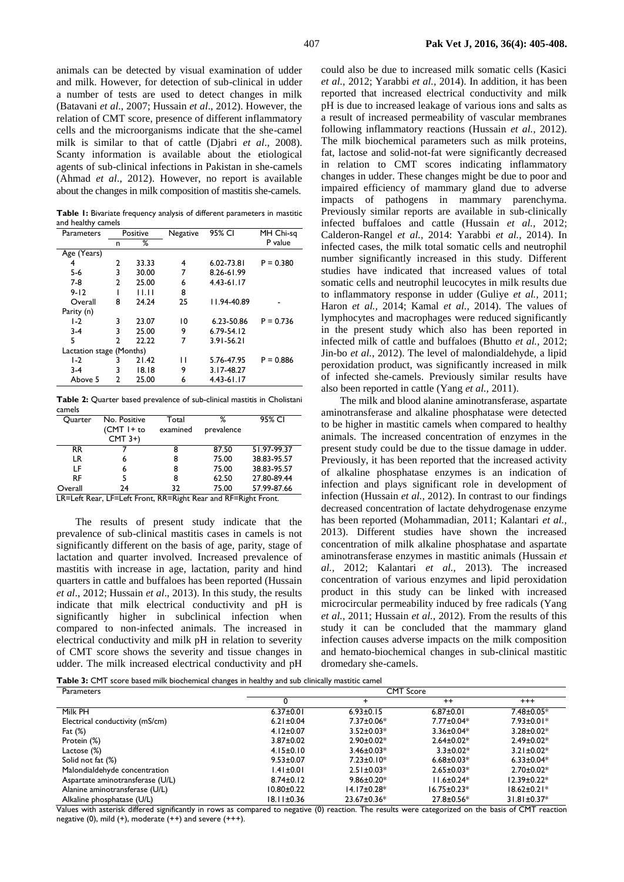animals can be detected by visual examination of udder and milk. However, for detection of sub-clinical in udder a number of tests are used to detect changes in milk (Batavani *et al*., 2007; Hussain *et al*., 2012). However, the relation of CMT score, presence of different inflammatory cells and the microorganisms indicate that the she-camel milk is similar to that of cattle (Djabri *et al*., 2008). Scanty information is available about the etiological agents of sub-clinical infections in Pakistan in she-camels (Ahmad *et al*., 2012). However, no report is available about the changes in milk composition of mastitis she-camels.

**Table 1:** Bivariate frequency analysis of different parameters in mastitic and healthy camels

| Parameters | Positive n | Positive % | Negative | 95% CI | MH Chi-sq P value |
|---|---|---|---|---|---|
| Age (Years) | | | | | |
| 4 | 2 | 33.33 | 4 | 6.02-73.81 | P = 0.380 |
| 5-6 | 3 | 30.00 | 7 | 8.26-61.99 | |
| 7-8 | 2 | 25.00 | 6 | 4.43-61.17 | |
| 9-12 | 1 | 11.11 | 8 | | |
| Overall | 8 | 24.24 | 25 | 11.94-40.89 | - |
| Parity (n) | | | | | |
| 1-2 | 3 | 23.07 | 10 | 6.23-50.86 | P = 0.736 |
| 3-4 | 3 | 25.00 | 9 | 6.79-54.12 | |
| 5 | 2 | 22.22 | 7 | 3.91-56.21 | |
| Lactation stage (Months) | | | | | |
| 1-2 | 3 | 21.42 | 11 | 5.76-47.95 | P = 0.886 |
| 3-4 | 3 | 18.18 | 9 | 3.17-48.27 | |
| Above 5 | 2 | 25.00 | 6 | 4.43-61.17 | |

**Table 2:** Quarter based prevalence of sub-clinical mastitis in Cholistani camels

| Quarter | No. Positive (CMT 1+ to CMT 3+) | Total examined | % prevalence | 95% CI |
|---|---|---|---|---|
| RR | 7 | 8 | 87.50 | 51.97-99.37 |
| LR | 6 | 8 | 75.00 | 38.83-95.57 |
| LF | 6 | 8 | 75.00 | 38.83-95.57 |
| RF | 5 | 8 | 62.50 | 27.80-89.44 |
| Overall | 24 | 32 | 75.00 | 57.99-87.66 |

LR=Left Rear, LF=Left Front, RR=Right Rear and RF=Right Front.

The results of present study indicate that the prevalence of sub-clinical mastitis cases in camels is not significantly different on the basis of age, parity, stage of lactation and quarter involved. Increased prevalence of mastitis with increase in age, lactation, parity and hind quarters in cattle and buffaloes has been reported (Hussain *et al*., 2012; Hussain *et al*., 2013). In this study, the results indicate that milk electrical conductivity and pH is significantly higher in subclinical infection when compared to non-infected animals. The increased in electrical conductivity and milk pH in relation to severity of CMT score shows the severity and tissue changes in udder. The milk increased electrical conductivity and pH could also be due to increased milk somatic cells (Kasici *et al.,* 2012; Yarabbi *et al.,* 2014). In addition, it has been reported that increased electrical conductivity and milk pH is due to increased leakage of various ions and salts as a result of increased permeability of vascular membranes following inflammatory reactions (Hussain *et al.,* 2012). The milk biochemical parameters such as milk proteins, fat, lactose and solid-not-fat were significantly decreased in relation to CMT scores indicating inflammatory changes in udder. These changes might be due to poor and impaired efficiency of mammary gland due to adverse impacts of pathogens in mammary parenchyma. Previously similar reports are available in sub-clinically infected buffaloes and cattle (Hussain *et al.,* 2012; Calderon-Rangel *et al.,* 2014: Yarabbi *et al.,* 2014). In infected cases, the milk total somatic cells and neutrophil number significantly increased in this study. Different studies have indicated that increased values of total somatic cells and neutrophil leucocytes in milk results due to inflammatory response in udder (Guliye *et al.,* 2011; Haron *et al.,* 2014; Kamal *et al.,* 2014). The values of lymphocytes and macrophages were reduced significantly in the present study which also has been reported in infected milk of cattle and buffaloes (Bhutto *et al.,* 2012; Jin-bo *et al.,* 2012). The level of malondialdehyde, a lipid peroxidation product, was significantly increased in milk of infected she-camels. Previously similar results have also been reported in cattle (Yang *et al.,* 2011).

The milk and blood alanine aminotransferase, aspartate aminotransferase and alkaline phosphatase were detected to be higher in mastitic camels when compared to healthy animals. The increased concentration of enzymes in the present study could be due to the tissue damage in udder. Previously, it has been reported that the increased activity of alkaline phosphatase enzymes is an indication of infection and plays significant role in development of infection (Hussain *et al.,* 2012). In contrast to our findings decreased concentration of lactate dehydrogenase enzyme has been reported (Mohammadian, 2011; Kalantari *et al.,* 2013). Different studies have shown the increased concentration of milk alkaline phosphatase and aspartate aminotransferase enzymes in mastitic animals (Hussain *et al.,* 2012; Kalantari *et al.,* 2013). The increased concentration of various enzymes and lipid peroxidation product in this study can be linked with increased microcircular permeability induced by free radicals (Yang *et al.,* 2011; Hussain *et al.,* 2012). From the results of this study it can be concluded that the mammary gland infection causes adverse impacts on the milk composition and hemato-biochemical changes in sub-clinical mastitic dromedary she-camels.

**Table 3:** CMT score based milk biochemical changes in healthy and sub clinically mastitic camel

| Parameters | CMT Score 0 | CMT Score + | CMT Score ++ | CMT Score +++ |
|---|---|---|---|---|
| Milk PH | 6.37±0.01 | 6.93±0.15 | 6.87±0.01 | 7.48±0.05* |
| Electrical conductivity (mS/cm) | 6.21±0.04 | 7.37±0.06* | 7.77±0.04* | 7.93±0.01* |
| Fat (%) | 4.12±0.07 | 3.52±0.03* | 3.36±0.04* | 3.28±0.02* |
| Protein (%) | 3.87±0.02 | 2.90±0.02* | 2.64±0.02* | 2.49±0.02* |
| Lactose (%) | 4.15±0.10 | 3.46±0.03* | 3.3±0.02* | 3.21±0.02* |
| Solid not fat (%) | 9.53±0.07 | 7.23±0.10* | 6.68±0.03* | 6.33±0.04* |
| Malondialdehyde concentration | 1.41±0.01 | 2.51±0.03* | 2.65±0.03* | 2.70±0.02* |
| Aspartate aminotransferase (U/L) | 8.74±0.12 | 9.86±0.20* | 11.6±0.24* | 12.39±0.22* |
| Alanine aminotransferase (U/L) | 10.80±0.22 | 14.17±0.28* | 16.75±0.23* | 18.62±0.21* |
| Alkaline phosphatase (U/L) | 18.11±0.36 | 23.67±0.36* | 27.8±0.56* | 31.81±0.37* |

Values with asterisk differed significantly in rows as compared to negative (0) reaction. The results were categorized on the basis of CMT reaction negative (0), mild (+), moderate (++) and severe (+++).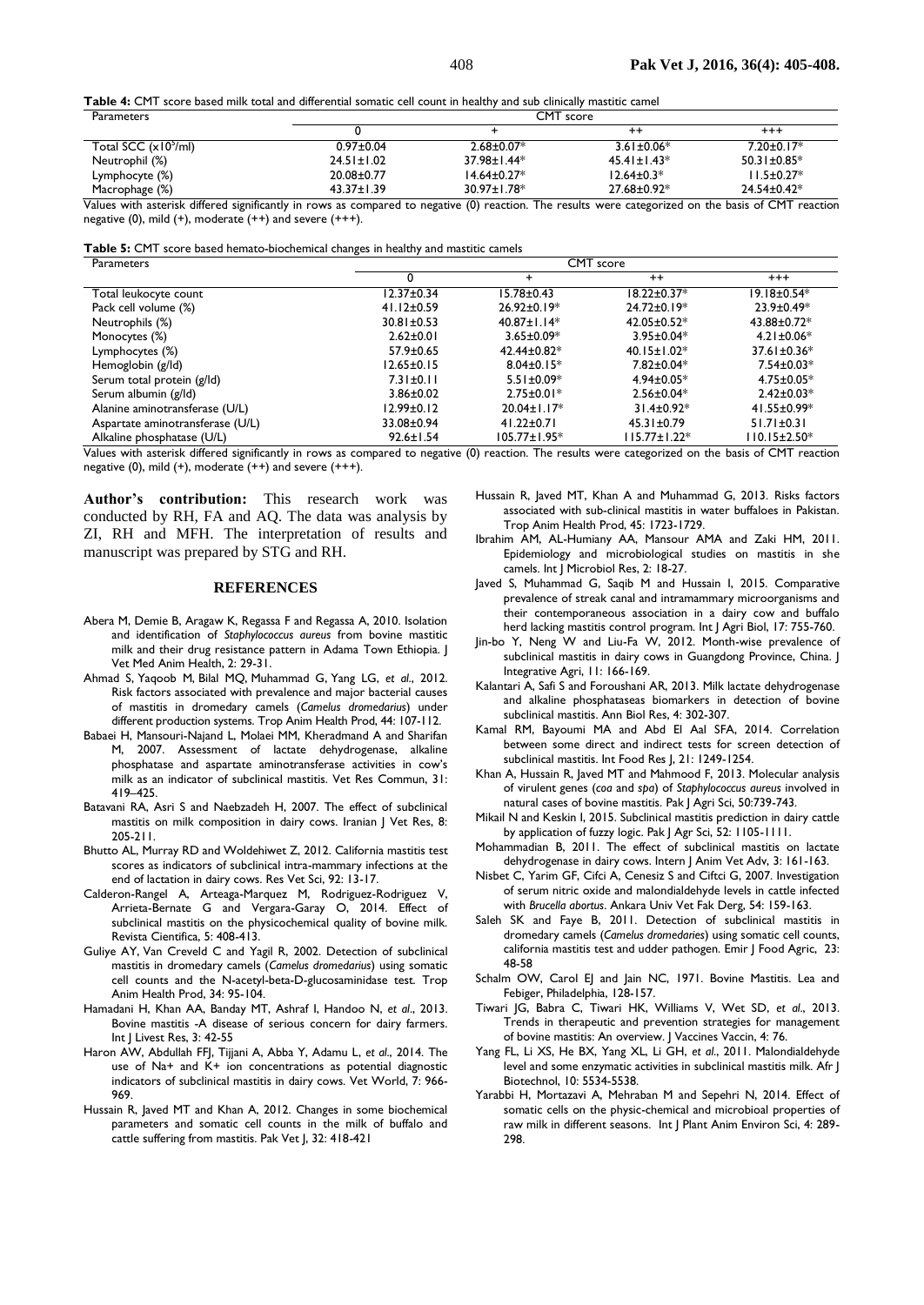**Table 4:** CMT score based milk total and differential somatic cell count in healthy and sub clinically mastitic camel

| Parameters | CMT score | | | |
|---|---|---|---|---|
| | 0 | + | ++ | +++ |
| Total SCC ($\times10^5$/ml) | 0.97±0.04 | 2.68±0.07* | 3.61±0.06* | 7.20±0.17* |
| Neutrophil (%) | 24.51±1.02 | 37.98±1.44* | 45.41±1.43* | 50.31±0.85* |
| Lymphocyte (%) | 20.08±0.77 | 14.64±0.27* | 12.64±0.3* | 11.5±0.27* |
| Macrophage (%) | 43.37±1.39 | 30.97±1.78* | 27.68±0.92* | 24.54±0.42* |

Values with asterisk differed significantly in rows as compared to negative (0) reaction. The results were categorized on the basis of CMT reaction negative (0), mild (+), moderate (++) and severe (+++).

**Table 5:** CMT score based hemato-biochemical changes in healthy and mastitic camels

| Parameters | CMT score | | | |
|---|---|---|---|---|
| | 0 | + | ++ | +++ |
| Total leukocyte count | 12.37±0.34 | 15.78±0.43 | 18.22±0.37* | 19.18±0.54* |
| Pack cell volume (%) | 41.12±0.59 | 26.92±0.19* | 24.72±0.19* | 23.9±0.49* |
| Neutrophils (%) | 30.81±0.53 | 40.87±1.14* | 42.05±0.52* | 43.88±0.72* |
| Monocytes (%) | 2.62±0.01 | 3.65±0.09* | 3.95±0.04* | 4.21±0.06* |
| Lymphocytes (%) | 57.9±0.65 | 42.44±0.82* | 40.15±1.02* | 37.61±0.36* |
| Hemoglobin (g/ld) | 12.65±0.15 | 8.04±0.15* | 7.82±0.04* | 7.54±0.03* |
| Serum total protein (g/ld) | 7.31±0.11 | 5.51±0.09* | 4.94±0.05* | 4.75±0.05* |
| Serum albumin (g/ld) | 3.86±0.02 | 2.75±0.01* | 2.56±0.04* | 2.42±0.03* |
| Alanine aminotransferase (U/L) | 12.99±0.12 | 20.04±1.17* | 31.4±0.92* | 41.55±0.99* |
| Aspartate aminotransferase (U/L) | 33.08±0.94 | 41.22±0.71 | 45.31±0.79 | 51.71±0.31 |
| Alkaline phosphatase (U/L) | 92.6±1.54 | 105.77±1.95* | 115.77±1.22* | 110.15±2.50* |

Values with asterisk differed significantly in rows as compared to negative (0) reaction. The results were categorized on the basis of CMT reaction negative (0), mild (+), moderate (++) and severe (+++).

**Author's contribution:** This research work was conducted by RH, FA and AQ. The data was analysis by ZI, RH and MFH. The interpretation of results and manuscript was prepared by STG and RH.

## REFERENCES

Abera M, Demie B, Aragaw K, Regassa F and Regassa A, 2010. Isolation and identification of *Staphylococcus aureus* from bovine mastitic milk and their drug resistance pattern in Adama Town Ethiopia. J Vet Med Anim Health, 2: 29-31.

Ahmad S, Yaqoob M, Bilal MQ, Muhammad G, Yang LG, *et al.*, 2012. Risk factors associated with prevalence and major bacterial causes of mastitis in dromedary camels (*Camelus dromedarius*) under different production systems. Trop Anim Health Prod, 44: 107-112.

Babaei H, Mansouri-Najand L, Molaei MM, Kheradmand A and Sharifan M, 2007. Assessment of lactate dehydrogenase, alkaline phosphatase and aspartate aminotransferase activities in cow's milk as an indicator of subclinical mastitis. Vet Res Commun, 31: 419–425.

Batavani RA, Asri S and Naebzadeh H, 2007. The effect of subclinical mastitis on milk composition in dairy cows. Iranian J Vet Res, 8: 205-211.

Bhutto AL, Murray RD and Woldehiwet Z, 2012. California mastitis test scores as indicators of subclinical intra-mammary infections at the end of lactation in dairy cows. Res Vet Sci, 92: 13-17.

Calderon-Rangel A, Arteaga-Marquez M, Rodriguez-Rodriguez V, Arrieta-Bernate G and Vergara-Garay O, 2014. Effect of subclinical mastitis on the physicochemical quality of bovine milk. Revista Cientifica, 5: 408-413.

Guliye AY, Van Creveld C and Yagil R, 2002. Detection of subclinical mastitis in dromedary camels (*Camelus dromedarius*) using somatic cell counts and the N-acetyl-beta-D-glucosaminidase test. Trop Anim Health Prod, 34: 95-104.

Hamadani H, Khan AA, Banday MT, Ashraf I, Handoo N, *et al.*, 2013. Bovine mastitis -A disease of serious concern for dairy farmers. Int J Livest Res, 3: 42-55

Haron AW, Abdullah FFJ, Tijjani A, Abba Y, Adamu L, *et al.*, 2014. The use of Na+ and K+ ion concentrations as potential diagnostic indicators of subclinical mastitis in dairy cows. Vet World, 7: 966-969.

Hussain R, Javed MT and Khan A, 2012. Changes in some biochemical parameters and somatic cell counts in the milk of buffalo and cattle suffering from mastitis. Pak Vet J, 32: 418-421

Hussain R, Javed MT, Khan A and Muhammad G, 2013. Risks factors associated with sub-clinical mastitis in water buffaloes in Pakistan. Trop Anim Health Prod, 45: 1723-1729.

Ibrahim AM, AL-Humiany AA, Mansour AMA and Zaki HM, 2011. Epidemiology and microbiological studies on mastitis in she camels. Int J Microbiol Res, 2: 18-27.

Javed S, Muhammad G, Saqib M and Hussain I, 2015. Comparative prevalence of streak canal and intramammary microorganisms and their contemporaneous association in a dairy cow and buffalo herd lacking mastitis control program. Int J Agri Biol, 17: 755-760.

Jin-bo Y, Neng W and Liu-Fa W, 2012. Month-wise prevalence of subclinical mastitis in dairy cows in Guangdong Province, China. J Integrative Agri, 11: 166-169.

Kalantari A, Safi S and Foroushani AR, 2013. Milk lactate dehydrogenase and alkaline phosphataseas biomarkers in detection of bovine subclinical mastitis. Ann Biol Res, 4: 302-307.

Kamal RM, Bayoumi MA and Abd El Aal SFA, 2014. Correlation between some direct and indirect tests for screen detection of subclinical mastitis. Int Food Res J, 21: 1249-1254.

Khan A, Hussain R, Javed MT and Mahmood F, 2013. Molecular analysis of virulent genes (*coa* and *spa*) of *Staphylococcus aureus* involved in natural cases of bovine mastitis. Pak J Agri Sci, 50:739-743.

Mikail N and Keskin I, 2015. Subclinical mastitis prediction in dairy cattle by application of fuzzy logic. Pak J Agr Sci, 52: 1105-1111.

Mohammadian B, 2011. The effect of subclinical mastitis on lactate dehydrogenase in dairy cows. Intern J Anim Vet Adv, 3: 161-163.

Nisbet C, Yarim GF, Cifci A, Cenesiz S and Ciftci G, 2007. Investigation of serum nitric oxide and malondialdehyde levels in cattle infected with *Brucella abortus*. Ankara Univ Vet Fak Derg, 54: 159-163.

Saleh SK and Faye B, 2011. Detection of subclinical mastitis in dromedary camels (*Camelus dromedaries*) using somatic cell counts, california mastitis test and udder pathogen. Emir J Food Agric, 23: 48-58

Schalm OW, Carol EJ and Jain NC, 1971. Bovine Mastitis. Lea and Febiger, Philadelphia, 128-157.

Tiwari JG, Babra C, Tiwari HK, Williams V, Wet SD, *et al.*, 2013. Trends in therapeutic and prevention strategies for management of bovine mastitis: An overview. J Vaccines Vaccin, 4: 76.

Yang FL, Li XS, He BX, Yang XL, Li GH, *et al.*, 2011. Malondialdehyde level and some enzymatic activities in subclinical mastitis milk. Afr J Biotechnol, 10: 5534-5538.

Yarabbi H, Mortazavi A, Mehraban M and Sepehri N, 2014. Effect of somatic cells on the physic-chemical and microbioal properties of raw milk in different seasons. Int J Plant Anim Environ Sci, 4: 289-298.